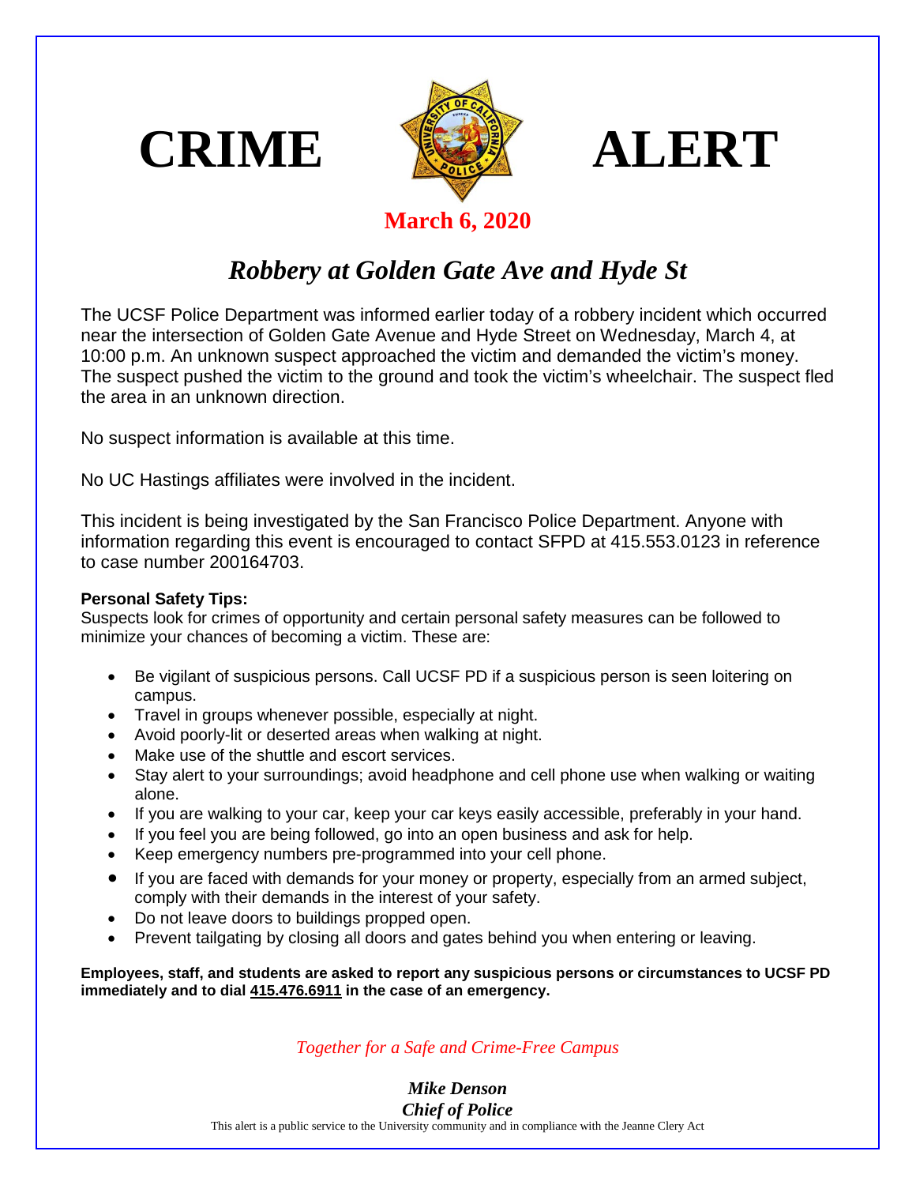# CRIME ALERT

**March 6, 2020**

## *Robbery at Golden Gate Ave and Hyde St*

The UCSF Police Department was informed earlier today of a robbery incident which occurred near the intersection of Golden Gate Avenue and Hyde Street on Wednesday, March 4, at 10:00 p.m. An unknown suspect approached the victim and demanded the victim's money. The suspect pushed the victim to the ground and took the victim's wheelchair. The suspect fled the area in an unknown direction.

No suspect information is available at this time.

No UC Hastings affiliates were involved in the incident.

This incident is being investigated by the San Francisco Police Department. Anyone with information regarding this event is encouraged to contact SFPD at 415.553.0123 in reference to case number 200164703.

**Personal Safety Tips:**
Suspects look for crimes of opportunity and certain personal safety measures can be followed to minimize your chances of becoming a victim. These are:

- Be vigilant of suspicious persons. Call UCSF PD if a suspicious person is seen loitering on campus.
- Travel in groups whenever possible, especially at night.
- Avoid poorly-lit or deserted areas when walking at night.
- Make use of the shuttle and escort services.
- Stay alert to your surroundings; avoid headphone and cell phone use when walking or waiting alone.
- If you are walking to your car, keep your car keys easily accessible, preferably in your hand.
- If you feel you are being followed, go into an open business and ask for help.
- Keep emergency numbers pre-programmed into your cell phone.
- If you are faced with demands for your money or property, especially from an armed subject, comply with their demands in the interest of your safety.
- Do not leave doors to buildings propped open.
- Prevent tailgating by closing all doors and gates behind you when entering or leaving.

**Employees, staff, and students are asked to report any suspicious persons or circumstances to UCSF PD immediately and to dial 415.476.6911 in the case of an emergency.**

*Together for a Safe and Crime-Free Campus*

***Mike Denson***
***Chief of Police***

This alert is a public service to the University community and in compliance with the Jeanne Clery Act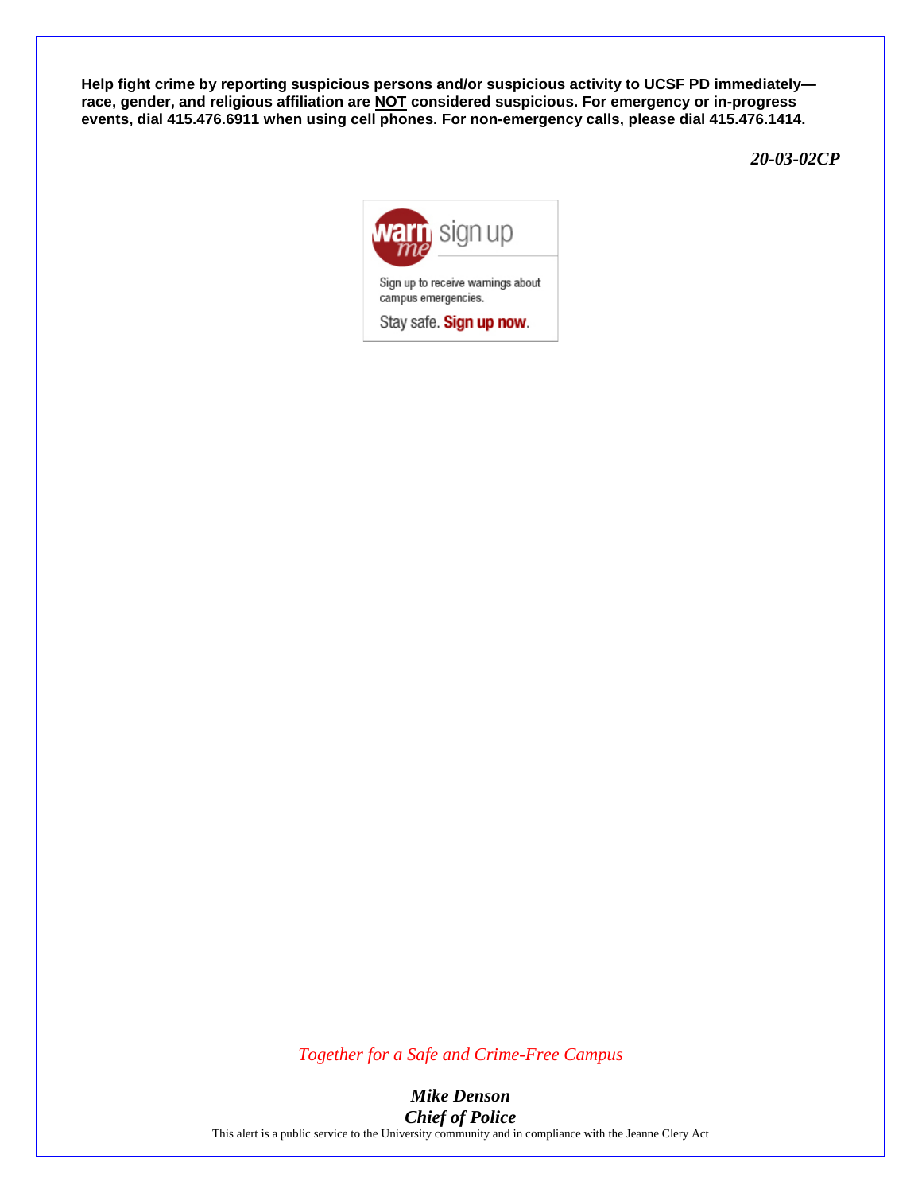**Help fight crime by reporting suspicious persons and/or suspicious activity to UCSF PD immediately—race, gender, and religious affiliation are NOT considered suspicious. For emergency or in-progress events, dial 415.476.6911 when using cell phones. For non-emergency calls, please dial 415.476.1414.**

***20-03-02CP***

warn me sign up

Sign up to receive warnings about campus emergencies.

Stay safe. **Sign up now**.

*Together for a Safe and Crime-Free Campus*

***Mike Denson***
***Chief of Police***

This alert is a public service to the University community and in compliance with the Jeanne Clery Act